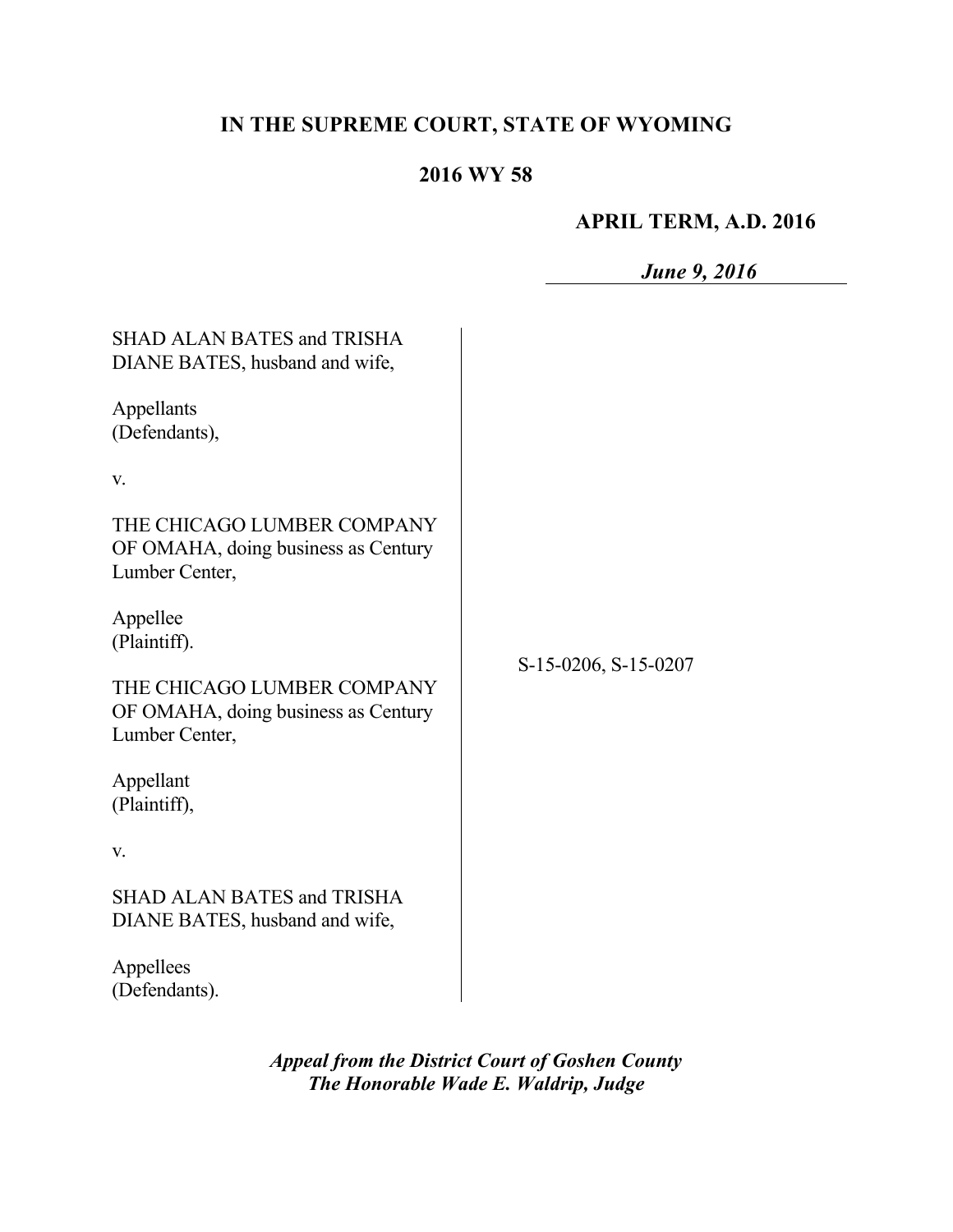**IN THE SUPREME COURT, STATE OF WYOMING**

**2016 WY 58**

**APRIL TERM, A.D. 2016**

***June 9, 2016***

SHAD ALAN BATES and TRISHA DIANE BATES, husband and wife,

Appellants
(Defendants),

v.

THE CHICAGO LUMBER COMPANY OF OMAHA, doing business as Century Lumber Center,

Appellee
(Plaintiff).

THE CHICAGO LUMBER COMPANY OF OMAHA, doing business as Century Lumber Center,

Appellant
(Plaintiff),

v.

SHAD ALAN BATES and TRISHA DIANE BATES, husband and wife,

Appellees
(Defendants).

S-15-0206, S-15-0207

***Appeal from the District Court of Goshen County***
***The Honorable Wade E. Waldrip, Judge***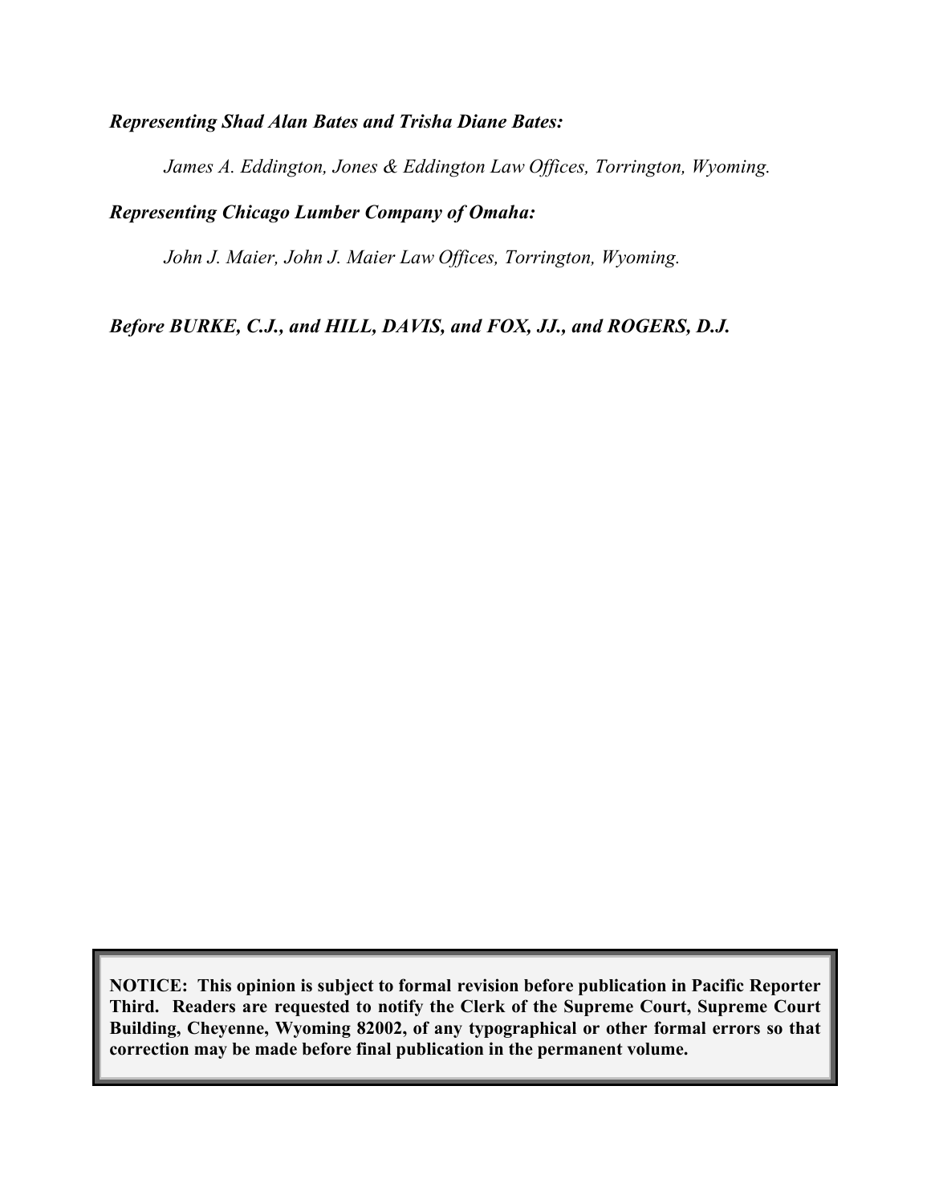***Representing Shad Alan Bates and Trisha Diane Bates:***

*James A. Eddington, Jones & Eddington Law Offices, Torrington, Wyoming.*

***Representing Chicago Lumber Company of Omaha:***

*John J. Maier, John J. Maier Law Offices, Torrington, Wyoming.*

***Before BURKE, C.J., and HILL, DAVIS, and FOX, JJ., and ROGERS, D.J.***

**NOTICE: This opinion is subject to formal revision before publication in Pacific Reporter Third. Readers are requested to notify the Clerk of the Supreme Court, Supreme Court Building, Cheyenne, Wyoming 82002, of any typographical or other formal errors so that correction may be made before final publication in the permanent volume.**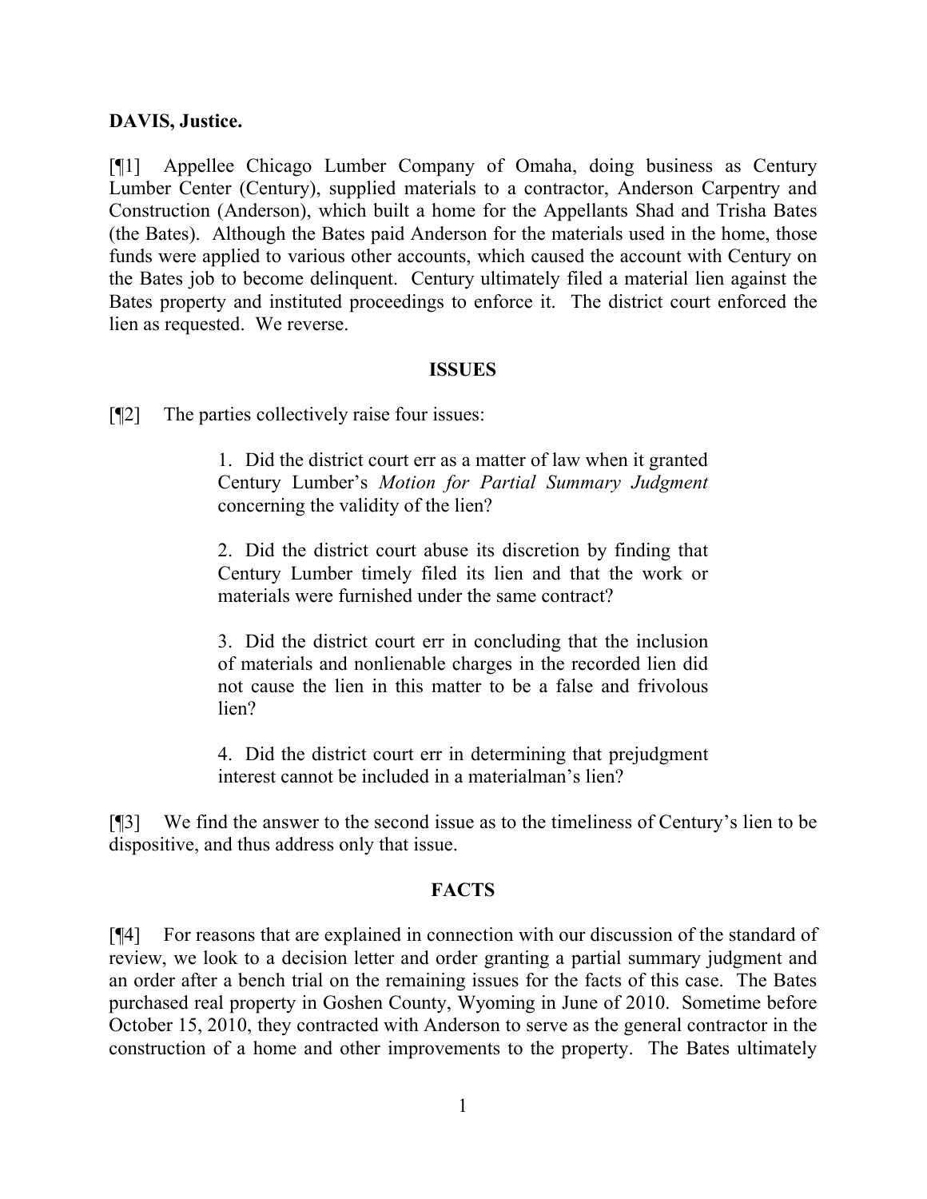**DAVIS, Justice.**

[¶1] Appellee Chicago Lumber Company of Omaha, doing business as Century Lumber Center (Century), supplied materials to a contractor, Anderson Carpentry and Construction (Anderson), which built a home for the Appellants Shad and Trisha Bates (the Bates). Although the Bates paid Anderson for the materials used in the home, those funds were applied to various other accounts, which caused the account with Century on the Bates job to become delinquent. Century ultimately filed a material lien against the Bates property and instituted proceedings to enforce it. The district court enforced the lien as requested. We reverse.

## ISSUES

[¶2] The parties collectively raise four issues:

> 1. Did the district court err as a matter of law when it granted Century Lumber's *Motion for Partial Summary Judgment* concerning the validity of the lien?
>
> 2. Did the district court abuse its discretion by finding that Century Lumber timely filed its lien and that the work or materials were furnished under the same contract?
>
> 3. Did the district court err in concluding that the inclusion of materials and nonlienable charges in the recorded lien did not cause the lien in this matter to be a false and frivolous lien?
>
> 4. Did the district court err in determining that prejudgment interest cannot be included in a materialman's lien?

[¶3] We find the answer to the second issue as to the timeliness of Century's lien to be dispositive, and thus address only that issue.

## FACTS

[¶4] For reasons that are explained in connection with our discussion of the standard of review, we look to a decision letter and order granting a partial summary judgment and an order after a bench trial on the remaining issues for the facts of this case. The Bates purchased real property in Goshen County, Wyoming in June of 2010. Sometime before October 15, 2010, they contracted with Anderson to serve as the general contractor in the construction of a home and other improvements to the property. The Bates ultimately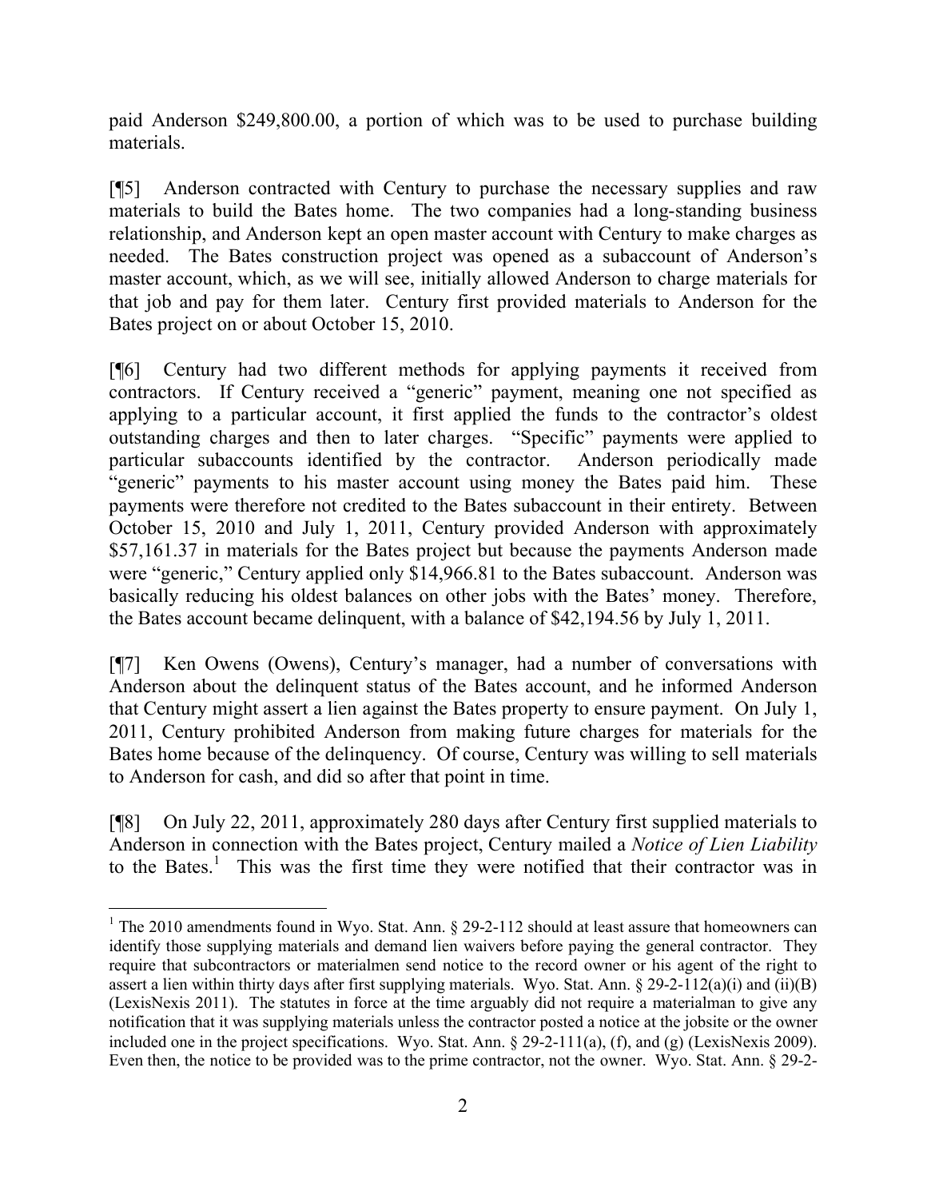paid Anderson $249,800.00, a portion of which was to be used to purchase building materials.

[¶5] Anderson contracted with Century to purchase the necessary supplies and raw materials to build the Bates home. The two companies had a long-standing business relationship, and Anderson kept an open master account with Century to make charges as needed. The Bates construction project was opened as a subaccount of Anderson's master account, which, as we will see, initially allowed Anderson to charge materials for that job and pay for them later. Century first provided materials to Anderson for the Bates project on or about October 15, 2010.

[¶6] Century had two different methods for applying payments it received from contractors. If Century received a "generic" payment, meaning one not specified as applying to a particular account, it first applied the funds to the contractor's oldest outstanding charges and then to later charges. "Specific" payments were applied to particular subaccounts identified by the contractor. Anderson periodically made "generic" payments to his master account using money the Bates paid him. These payments were therefore not credited to the Bates subaccount in their entirety. Between October 15, 2010 and July 1, 2011, Century provided Anderson with approximately $57,161.37 in materials for the Bates project but because the payments Anderson made were "generic," Century applied only $14,966.81 to the Bates subaccount. Anderson was basically reducing his oldest balances on other jobs with the Bates' money. Therefore, the Bates account became delinquent, with a balance of $42,194.56 by July 1, 2011.

[¶7] Ken Owens (Owens), Century's manager, had a number of conversations with Anderson about the delinquent status of the Bates account, and he informed Anderson that Century might assert a lien against the Bates property to ensure payment. On July 1, 2011, Century prohibited Anderson from making future charges for materials for the Bates home because of the delinquency. Of course, Century was willing to sell materials to Anderson for cash, and did so after that point in time.

[¶8] On July 22, 2011, approximately 280 days after Century first supplied materials to Anderson in connection with the Bates project, Century mailed a *Notice of Lien Liability* to the Bates.[1] This was the first time they were notified that their contractor was in

[1] The 2010 amendments found in Wyo. Stat. Ann. § 29-2-112 should at least assure that homeowners can identify those supplying materials and demand lien waivers before paying the general contractor. They require that subcontractors or materialmen send notice to the record owner or his agent of the right to assert a lien within thirty days after first supplying materials. Wyo. Stat. Ann. § 29-2-112(a)(i) and (ii)(B) (LexisNexis 2011). The statutes in force at the time arguably did not require a materialman to give any notification that it was supplying materials unless the contractor posted a notice at the jobsite or the owner included one in the project specifications. Wyo. Stat. Ann. § 29-2-111(a), (f), and (g) (LexisNexis 2009). Even then, the notice to be provided was to the prime contractor, not the owner. Wyo. Stat. Ann. § 29-2-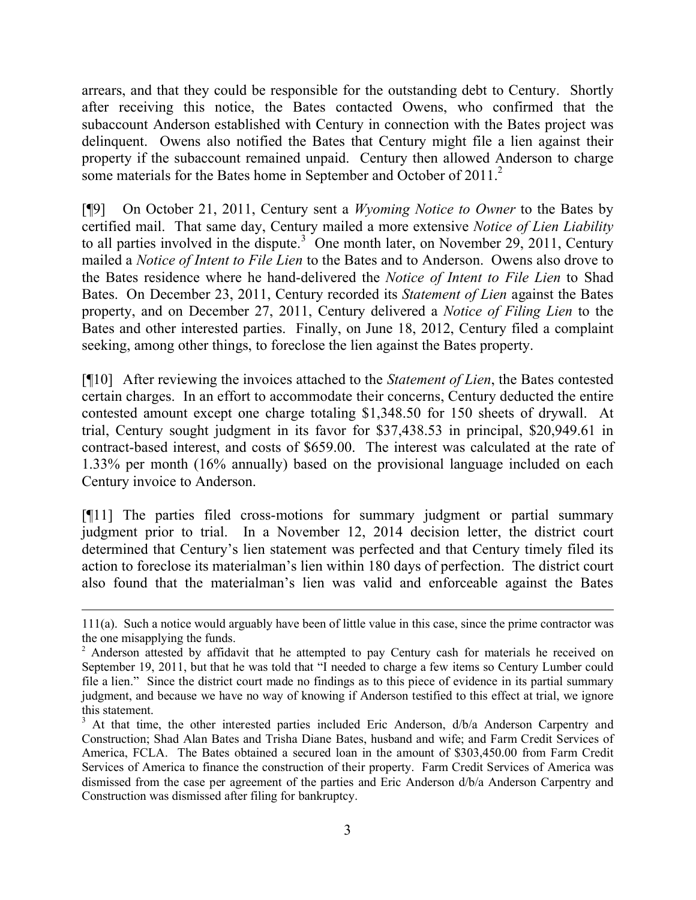arrears, and that they could be responsible for the outstanding debt to Century. Shortly after receiving this notice, the Bates contacted Owens, who confirmed that the subaccount Anderson established with Century in connection with the Bates project was delinquent. Owens also notified the Bates that Century might file a lien against their property if the subaccount remained unpaid. Century then allowed Anderson to charge some materials for the Bates home in September and October of 2011.[2]

[¶9] On October 21, 2011, Century sent a *Wyoming Notice to Owner* to the Bates by certified mail. That same day, Century mailed a more extensive *Notice of Lien Liability* to all parties involved in the dispute.[3] One month later, on November 29, 2011, Century mailed a *Notice of Intent to File Lien* to the Bates and to Anderson. Owens also drove to the Bates residence where he hand-delivered the *Notice of Intent to File Lien* to Shad Bates. On December 23, 2011, Century recorded its *Statement of Lien* against the Bates property, and on December 27, 2011, Century delivered a *Notice of Filing Lien* to the Bates and other interested parties. Finally, on June 18, 2012, Century filed a complaint seeking, among other things, to foreclose the lien against the Bates property.

[¶10] After reviewing the invoices attached to the *Statement of Lien*, the Bates contested certain charges. In an effort to accommodate their concerns, Century deducted the entire contested amount except one charge totaling $1,348.50 for 150 sheets of drywall. At trial, Century sought judgment in its favor for $37,438.53 in principal, $20,949.61 in contract-based interest, and costs of $659.00. The interest was calculated at the rate of 1.33% per month (16% annually) based on the provisional language included on each Century invoice to Anderson.

[¶11] The parties filed cross-motions for summary judgment or partial summary judgment prior to trial. In a November 12, 2014 decision letter, the district court determined that Century's lien statement was perfected and that Century timely filed its action to foreclose its materialman's lien within 180 days of perfection. The district court also found that the materialman's lien was valid and enforceable against the Bates

---

111(a). Such a notice would arguably have been of little value in this case, since the prime contractor was the one misapplying the funds.

[2] Anderson attested by affidavit that he attempted to pay Century cash for materials he received on September 19, 2011, but that he was told that "I needed to charge a few items so Century Lumber could file a lien." Since the district court made no findings as to this piece of evidence in its partial summary judgment, and because we have no way of knowing if Anderson testified to this effect at trial, we ignore this statement.

[3] At that time, the other interested parties included Eric Anderson, d/b/a Anderson Carpentry and Construction; Shad Alan Bates and Trisha Diane Bates, husband and wife; and Farm Credit Services of America, FCLA. The Bates obtained a secured loan in the amount of $303,450.00 from Farm Credit Services of America to finance the construction of their property. Farm Credit Services of America was dismissed from the case per agreement of the parties and Eric Anderson d/b/a Anderson Carpentry and Construction was dismissed after filing for bankruptcy.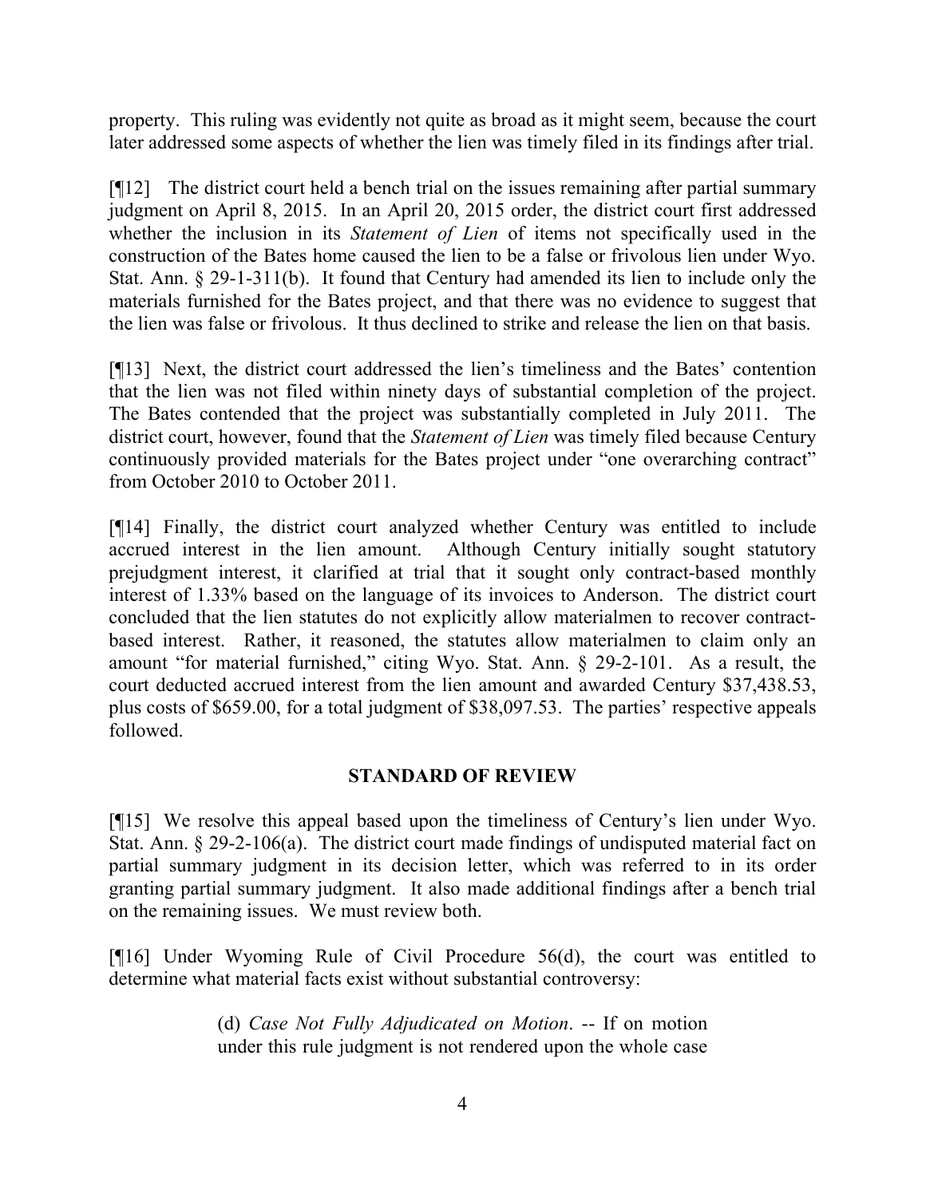property. This ruling was evidently not quite as broad as it might seem, because the court later addressed some aspects of whether the lien was timely filed in its findings after trial.

[¶12] The district court held a bench trial on the issues remaining after partial summary judgment on April 8, 2015. In an April 20, 2015 order, the district court first addressed whether the inclusion in its *Statement of Lien* of items not specifically used in the construction of the Bates home caused the lien to be a false or frivolous lien under Wyo. Stat. Ann. § 29-1-311(b). It found that Century had amended its lien to include only the materials furnished for the Bates project, and that there was no evidence to suggest that the lien was false or frivolous. It thus declined to strike and release the lien on that basis.

[¶13] Next, the district court addressed the lien's timeliness and the Bates' contention that the lien was not filed within ninety days of substantial completion of the project. The Bates contended that the project was substantially completed in July 2011. The district court, however, found that the *Statement of Lien* was timely filed because Century continuously provided materials for the Bates project under "one overarching contract" from October 2010 to October 2011.

[¶14] Finally, the district court analyzed whether Century was entitled to include accrued interest in the lien amount. Although Century initially sought statutory prejudgment interest, it clarified at trial that it sought only contract-based monthly interest of 1.33% based on the language of its invoices to Anderson. The district court concluded that the lien statutes do not explicitly allow materialmen to recover contract-based interest. Rather, it reasoned, the statutes allow materialmen to claim only an amount "for material furnished," citing Wyo. Stat. Ann. § 29-2-101. As a result, the court deducted accrued interest from the lien amount and awarded Century $37,438.53, plus costs of $659.00, for a total judgment of $38,097.53. The parties' respective appeals followed.

## STANDARD OF REVIEW

[¶15] We resolve this appeal based upon the timeliness of Century's lien under Wyo. Stat. Ann. § 29-2-106(a). The district court made findings of undisputed material fact on partial summary judgment in its decision letter, which was referred to in its order granting partial summary judgment. It also made additional findings after a bench trial on the remaining issues. We must review both.

[¶16] Under Wyoming Rule of Civil Procedure 56(d), the court was entitled to determine what material facts exist without substantial controversy:

> (d) *Case Not Fully Adjudicated on Motion*. -- If on motion under this rule judgment is not rendered upon the whole case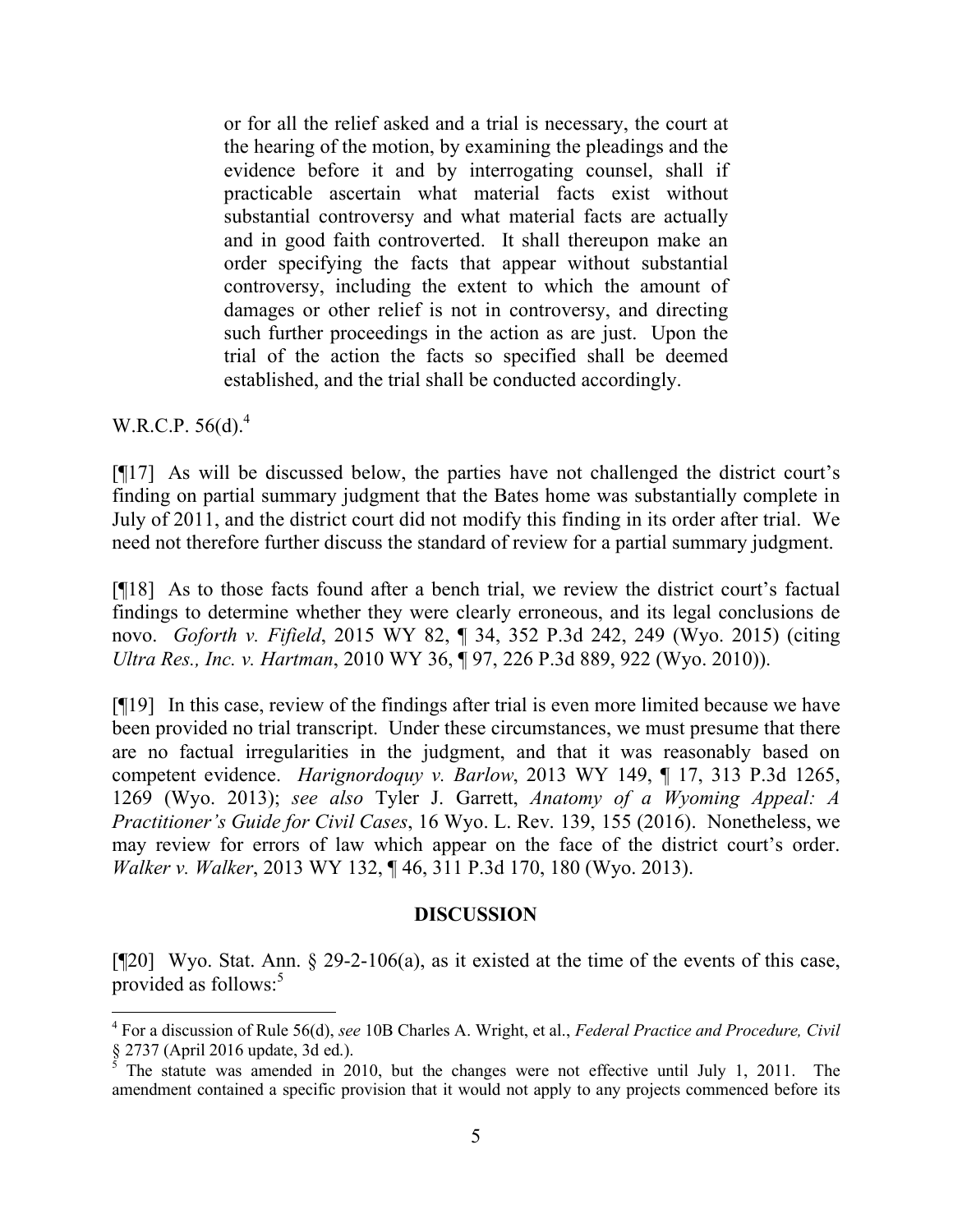> or for all the relief asked and a trial is necessary, the court at the hearing of the motion, by examining the pleadings and the evidence before it and by interrogating counsel, shall if practicable ascertain what material facts exist without substantial controversy and what material facts are actually and in good faith controverted. It shall thereupon make an order specifying the facts that appear without substantial controversy, including the extent to which the amount of damages or other relief is not in controversy, and directing such further proceedings in the action as are just. Upon the trial of the action the facts so specified shall be deemed established, and the trial shall be conducted accordingly.

W.R.C.P. 56(d).[4]

[¶17] As will be discussed below, the parties have not challenged the district court's finding on partial summary judgment that the Bates home was substantially complete in July of 2011, and the district court did not modify this finding in its order after trial. We need not therefore further discuss the standard of review for a partial summary judgment.

[¶18] As to those facts found after a bench trial, we review the district court's factual findings to determine whether they were clearly erroneous, and its legal conclusions de novo. *Goforth v. Fifield*, 2015 WY 82, ¶ 34, 352 P.3d 242, 249 (Wyo. 2015) (citing *Ultra Res., Inc. v. Hartman*, 2010 WY 36, ¶ 97, 226 P.3d 889, 922 (Wyo. 2010)).

[¶19] In this case, review of the findings after trial is even more limited because we have been provided no trial transcript. Under these circumstances, we must presume that there are no factual irregularities in the judgment, and that it was reasonably based on competent evidence. *Harignordoquy v. Barlow*, 2013 WY 149, ¶ 17, 313 P.3d 1265, 1269 (Wyo. 2013); *see also* Tyler J. Garrett, *Anatomy of a Wyoming Appeal: A Practitioner's Guide for Civil Cases*, 16 Wyo. L. Rev. 139, 155 (2016). Nonetheless, we may review for errors of law which appear on the face of the district court's order. *Walker v. Walker*, 2013 WY 132, ¶ 46, 311 P.3d 170, 180 (Wyo. 2013).

## DISCUSSION

[¶20] Wyo. Stat. Ann. § 29-2-106(a), as it existed at the time of the events of this case, provided as follows:[5]

---

[4] For a discussion of Rule 56(d), *see* 10B Charles A. Wright, et al., *Federal Practice and Procedure, Civil* § 2737 (April 2016 update, 3d ed.).

[5] The statute was amended in 2010, but the changes were not effective until July 1, 2011. The amendment contained a specific provision that it would not apply to any projects commenced before its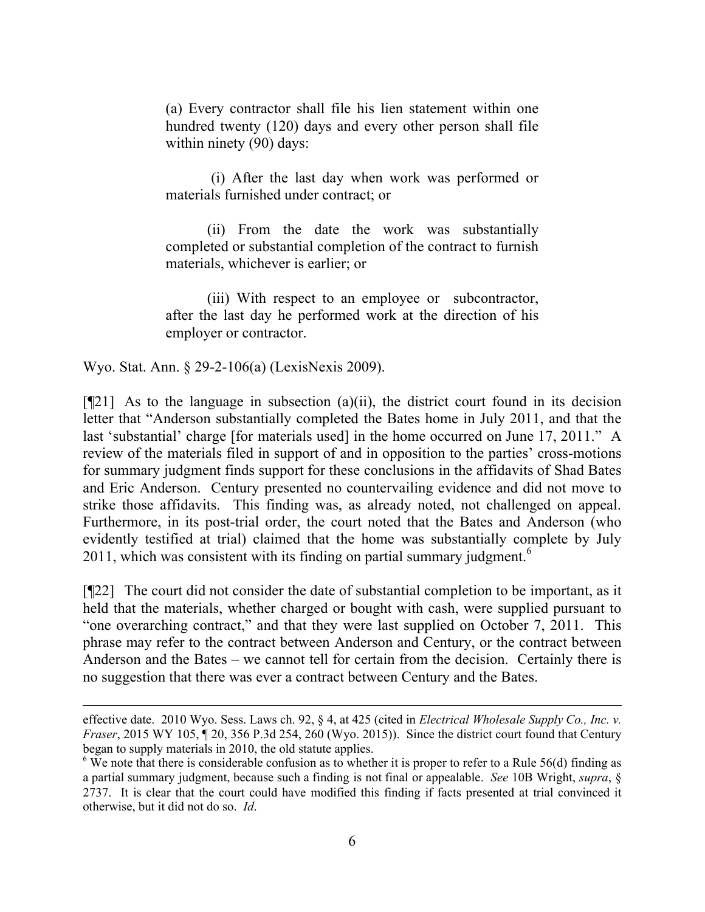> (a) Every contractor shall file his lien statement within one hundred twenty (120) days and every other person shall file within ninety (90) days:
>
> (i) After the last day when work was performed or materials furnished under contract; or
>
> (ii) From the date the work was substantially completed or substantial completion of the contract to furnish materials, whichever is earlier; or
>
> (iii) With respect to an employee or subcontractor, after the last day he performed work at the direction of his employer or contractor.

Wyo. Stat. Ann. § 29-2-106(a) (LexisNexis 2009).

[¶21] As to the language in subsection (a)(ii), the district court found in its decision letter that "Anderson substantially completed the Bates home in July 2011, and that the last 'substantial' charge [for materials used] in the home occurred on June 17, 2011." A review of the materials filed in support of and in opposition to the parties' cross-motions for summary judgment finds support for these conclusions in the affidavits of Shad Bates and Eric Anderson. Century presented no countervailing evidence and did not move to strike those affidavits. This finding was, as already noted, not challenged on appeal. Furthermore, in its post-trial order, the court noted that the Bates and Anderson (who evidently testified at trial) claimed that the home was substantially complete by July 2011, which was consistent with its finding on partial summary judgment.[6]

[¶22] The court did not consider the date of substantial completion to be important, as it held that the materials, whether charged or bought with cash, were supplied pursuant to "one overarching contract," and that they were last supplied on October 7, 2011. This phrase may refer to the contract between Anderson and Century, or the contract between Anderson and the Bates – we cannot tell for certain from the decision. Certainly there is no suggestion that there was ever a contract between Century and the Bates.

---

effective date. 2010 Wyo. Sess. Laws ch. 92, § 4, at 425 (cited in *Electrical Wholesale Supply Co., Inc. v. Fraser*, 2015 WY 105, ¶ 20, 356 P.3d 254, 260 (Wyo. 2015)). Since the district court found that Century began to supply materials in 2010, the old statute applies.

[6] We note that there is considerable confusion as to whether it is proper to refer to a Rule 56(d) finding as a partial summary judgment, because such a finding is not final or appealable. *See* 10B Wright, *supra*, § 2737. It is clear that the court could have modified this finding if facts presented at trial convinced it otherwise, but it did not do so. *Id*.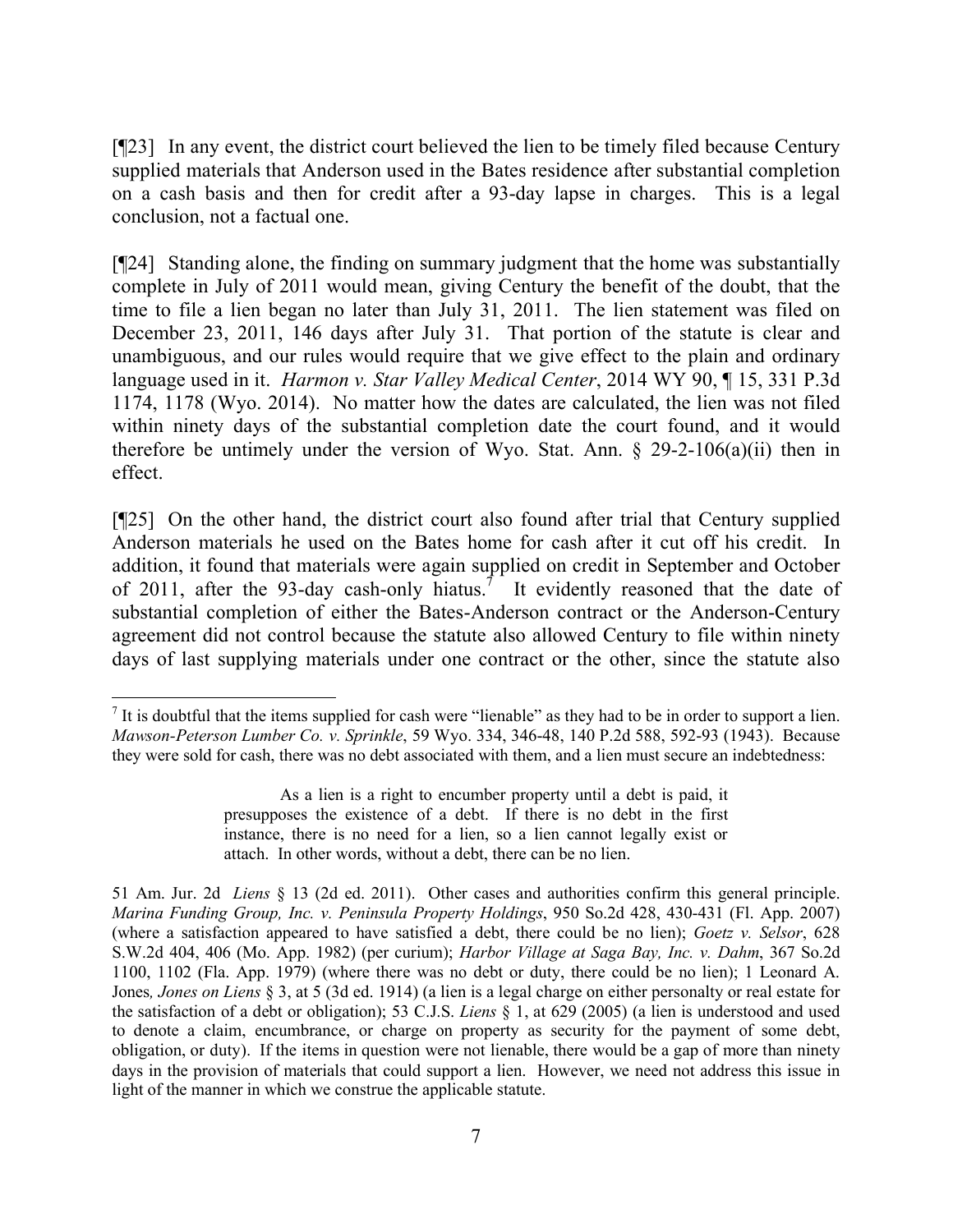[¶23] In any event, the district court believed the lien to be timely filed because Century supplied materials that Anderson used in the Bates residence after substantial completion on a cash basis and then for credit after a 93-day lapse in charges. This is a legal conclusion, not a factual one.

[¶24] Standing alone, the finding on summary judgment that the home was substantially complete in July of 2011 would mean, giving Century the benefit of the doubt, that the time to file a lien began no later than July 31, 2011. The lien statement was filed on December 23, 2011, 146 days after July 31. That portion of the statute is clear and unambiguous, and our rules would require that we give effect to the plain and ordinary language used in it. *Harmon v. Star Valley Medical Center*, 2014 WY 90, ¶ 15, 331 P.3d 1174, 1178 (Wyo. 2014). No matter how the dates are calculated, the lien was not filed within ninety days of the substantial completion date the court found, and it would therefore be untimely under the version of Wyo. Stat. Ann. § 29-2-106(a)(ii) then in effect.

[¶25] On the other hand, the district court also found after trial that Century supplied Anderson materials he used on the Bates home for cash after it cut off his credit. In addition, it found that materials were again supplied on credit in September and October of 2011, after the 93-day cash-only hiatus.[7] It evidently reasoned that the date of substantial completion of either the Bates-Anderson contract or the Anderson-Century agreement did not control because the statute also allowed Century to file within ninety days of last supplying materials under one contract or the other, since the statute also

---

[7] It is doubtful that the items supplied for cash were "lienable" as they had to be in order to support a lien. *Mawson-Peterson Lumber Co. v. Sprinkle*, 59 Wyo. 334, 346-48, 140 P.2d 588, 592-93 (1943). Because they were sold for cash, there was no debt associated with them, and a lien must secure an indebtedness:

> As a lien is a right to encumber property until a debt is paid, it presupposes the existence of a debt. If there is no debt in the first instance, there is no need for a lien, so a lien cannot legally exist or attach. In other words, without a debt, there can be no lien.

51 Am. Jur. 2d *Liens* § 13 (2d ed. 2011). Other cases and authorities confirm this general principle. *Marina Funding Group, Inc. v. Peninsula Property Holdings*, 950 So.2d 428, 430-431 (Fl. App. 2007) (where a satisfaction appeared to have satisfied a debt, there could be no lien); *Goetz v. Selsor*, 628 S.W.2d 404, 406 (Mo. App. 1982) (per curium); *Harbor Village at Saga Bay, Inc. v. Dahm*, 367 So.2d 1100, 1102 (Fla. App. 1979) (where there was no debt or duty, there could be no lien); 1 Leonard A. Jones*, Jones on Liens* § 3, at 5 (3d ed. 1914) (a lien is a legal charge on either personalty or real estate for the satisfaction of a debt or obligation); 53 C.J.S. *Liens* § 1, at 629 (2005) (a lien is understood and used to denote a claim, encumbrance, or charge on property as security for the payment of some debt, obligation, or duty). If the items in question were not lienable, there would be a gap of more than ninety days in the provision of materials that could support a lien. However, we need not address this issue in light of the manner in which we construe the applicable statute.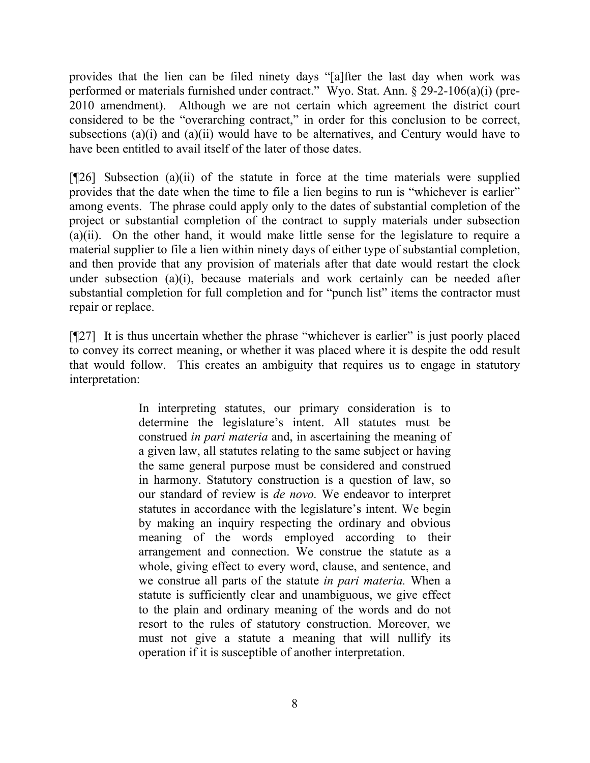provides that the lien can be filed ninety days "[a]fter the last day when work was performed or materials furnished under contract." Wyo. Stat. Ann. § 29-2-106(a)(i) (pre-2010 amendment). Although we are not certain which agreement the district court considered to be the "overarching contract," in order for this conclusion to be correct, subsections (a)(i) and (a)(ii) would have to be alternatives, and Century would have to have been entitled to avail itself of the later of those dates.

[¶26] Subsection (a)(ii) of the statute in force at the time materials were supplied provides that the date when the time to file a lien begins to run is "whichever is earlier" among events. The phrase could apply only to the dates of substantial completion of the project or substantial completion of the contract to supply materials under subsection (a)(ii). On the other hand, it would make little sense for the legislature to require a material supplier to file a lien within ninety days of either type of substantial completion, and then provide that any provision of materials after that date would restart the clock under subsection (a)(i), because materials and work certainly can be needed after substantial completion for full completion and for "punch list" items the contractor must repair or replace.

[¶27] It is thus uncertain whether the phrase "whichever is earlier" is just poorly placed to convey its correct meaning, or whether it was placed where it is despite the odd result that would follow. This creates an ambiguity that requires us to engage in statutory interpretation:

> In interpreting statutes, our primary consideration is to determine the legislature's intent. All statutes must be construed *in pari materia* and, in ascertaining the meaning of a given law, all statutes relating to the same subject or having the same general purpose must be considered and construed in harmony. Statutory construction is a question of law, so our standard of review is *de novo.* We endeavor to interpret statutes in accordance with the legislature's intent. We begin by making an inquiry respecting the ordinary and obvious meaning of the words employed according to their arrangement and connection. We construe the statute as a whole, giving effect to every word, clause, and sentence, and we construe all parts of the statute *in pari materia.* When a statute is sufficiently clear and unambiguous, we give effect to the plain and ordinary meaning of the words and do not resort to the rules of statutory construction. Moreover, we must not give a statute a meaning that will nullify its operation if it is susceptible of another interpretation.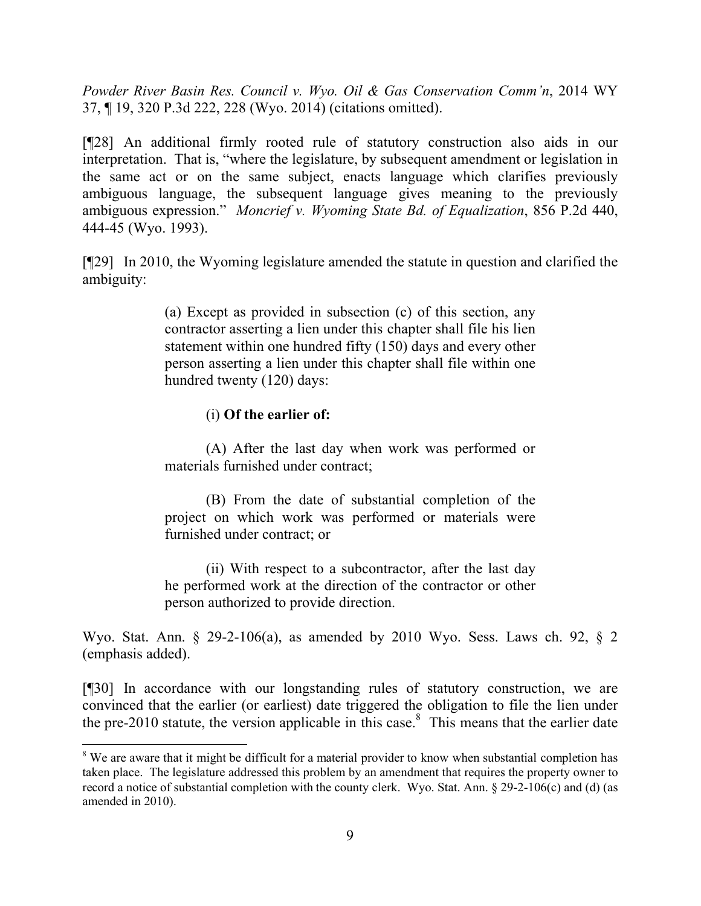*Powder River Basin Res. Council v. Wyo. Oil & Gas Conservation Comm'n*, 2014 WY 37, ¶ 19, 320 P.3d 222, 228 (Wyo. 2014) (citations omitted).

[¶28] An additional firmly rooted rule of statutory construction also aids in our interpretation. That is, "where the legislature, by subsequent amendment or legislation in the same act or on the same subject, enacts language which clarifies previously ambiguous language, the subsequent language gives meaning to the previously ambiguous expression." *Moncrief v. Wyoming State Bd. of Equalization*, 856 P.2d 440, 444-45 (Wyo. 1993).

[¶29] In 2010, the Wyoming legislature amended the statute in question and clarified the ambiguity:

> (a) Except as provided in subsection (c) of this section, any contractor asserting a lien under this chapter shall file his lien statement within one hundred fifty (150) days and every other person asserting a lien under this chapter shall file within one hundred twenty (120) days:
>
> (i) **Of the earlier of:**
>
> (A) After the last day when work was performed or materials furnished under contract;
>
> (B) From the date of substantial completion of the project on which work was performed or materials were furnished under contract; or
>
> (ii) With respect to a subcontractor, after the last day he performed work at the direction of the contractor or other person authorized to provide direction.

Wyo. Stat. Ann. § 29-2-106(a), as amended by 2010 Wyo. Sess. Laws ch. 92, § 2 (emphasis added).

[¶30] In accordance with our longstanding rules of statutory construction, we are convinced that the earlier (or earliest) date triggered the obligation to file the lien under the pre-2010 statute, the version applicable in this case.[8] This means that the earlier date

---

[8] We are aware that it might be difficult for a material provider to know when substantial completion has taken place. The legislature addressed this problem by an amendment that requires the property owner to record a notice of substantial completion with the county clerk. Wyo. Stat. Ann. § 29-2-106(c) and (d) (as amended in 2010).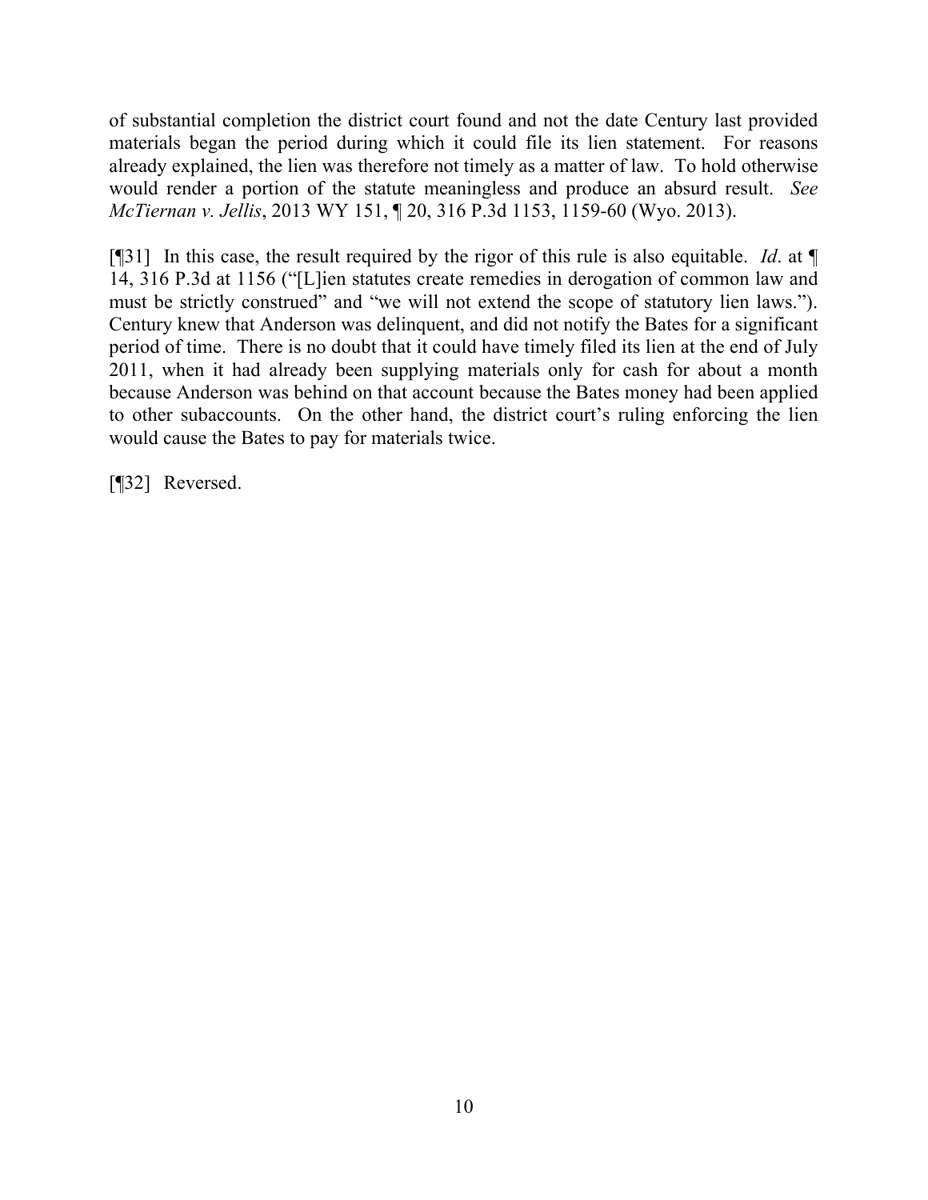of substantial completion the district court found and not the date Century last provided materials began the period during which it could file its lien statement. For reasons already explained, the lien was therefore not timely as a matter of law. To hold otherwise would render a portion of the statute meaningless and produce an absurd result. *See McTiernan v. Jellis*, 2013 WY 151, ¶ 20, 316 P.3d 1153, 1159-60 (Wyo. 2013).

[¶31] In this case, the result required by the rigor of this rule is also equitable. *Id*. at ¶ 14, 316 P.3d at 1156 ("[L]ien statutes create remedies in derogation of common law and must be strictly construed" and "we will not extend the scope of statutory lien laws."). Century knew that Anderson was delinquent, and did not notify the Bates for a significant period of time. There is no doubt that it could have timely filed its lien at the end of July 2011, when it had already been supplying materials only for cash for about a month because Anderson was behind on that account because the Bates money had been applied to other subaccounts. On the other hand, the district court's ruling enforcing the lien would cause the Bates to pay for materials twice.

[¶32] Reversed.